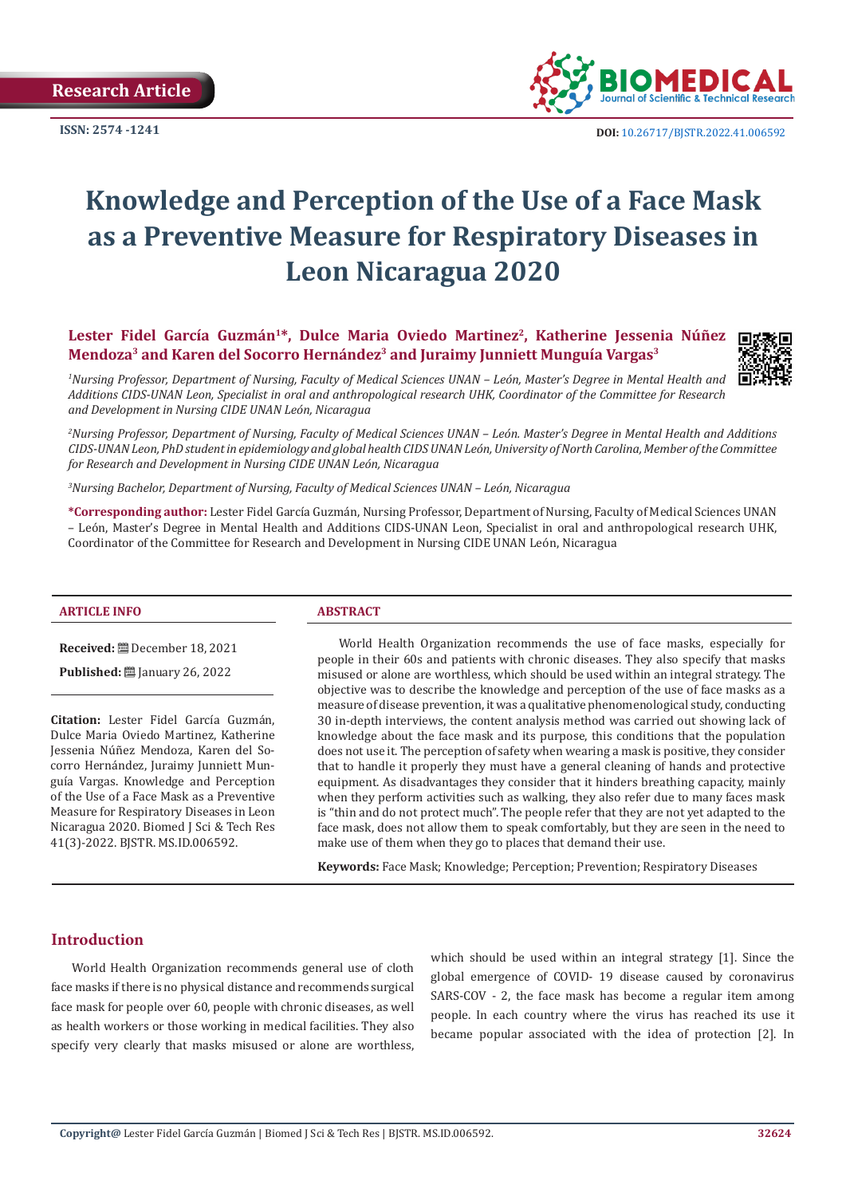Research Article

ISSN: 2574 -1241

DOI: 10.26717/BJSTR.2022.41.006592

# Knowledge and Perception of the Use of a Face Mask as a Preventive Measure for Respiratory Diseases in Leon Nicaragua 2020

**Lester Fidel García Guzmán[1]\*, Dulce Maria Oviedo Martinez[2], Katherine Jessenia Núñez Mendoza[3] and Karen del Socorro Hernández[3] and Juraimy Junniett Munguía Vargas[3]**

*[1]Nursing Professor, Department of Nursing, Faculty of Medical Sciences UNAN – León, Master's Degree in Mental Health and Additions CIDS-UNAN Leon, Specialist in oral and anthropological research UHK, Coordinator of the Committee for Research and Development in Nursing CIDE UNAN León, Nicaragua*

*[2]Nursing Professor, Department of Nursing, Faculty of Medical Sciences UNAN – León. Master's Degree in Mental Health and Additions CIDS-UNAN Leon, PhD student in epidemiology and global health CIDS UNAN León, University of North Carolina, Member of the Committee for Research and Development in Nursing CIDE UNAN León, Nicaragua*

*[3]Nursing Bachelor, Department of Nursing, Faculty of Medical Sciences UNAN – León, Nicaragua*

**\*Corresponding author:** Lester Fidel García Guzmán, Nursing Professor, Department of Nursing, Faculty of Medical Sciences UNAN – León, Master's Degree in Mental Health and Additions CIDS-UNAN Leon, Specialist in oral and anthropological research UHK, Coordinator of the Committee for Research and Development in Nursing CIDE UNAN León, Nicaragua

**ARTICLE INFO**

**Received:** December 18, 2021

**Published:** January 26, 2022

**Citation:** Lester Fidel García Guzmán, Dulce Maria Oviedo Martinez, Katherine Jessenia Núñez Mendoza, Karen del Socorro Hernández, Juraimy Junniett Munguía Vargas. Knowledge and Perception of the Use of a Face Mask as a Preventive Measure for Respiratory Diseases in Leon Nicaragua 2020. Biomed J Sci & Tech Res 41(3)-2022. BJSTR. MS.ID.006592.

**ABSTRACT**

World Health Organization recommends the use of face masks, especially for people in their 60s and patients with chronic diseases. They also specify that masks misused or alone are worthless, which should be used within an integral strategy. The objective was to describe the knowledge and perception of the use of face masks as a measure of disease prevention, it was a qualitative phenomenological study, conducting 30 in-depth interviews, the content analysis method was carried out showing lack of knowledge about the face mask and its purpose, this conditions that the population does not use it. The perception of safety when wearing a mask is positive, they consider that to handle it properly they must have a general cleaning of hands and protective equipment. As disadvantages they consider that it hinders breathing capacity, mainly when they perform activities such as walking, they also refer due to many faces mask is "thin and do not protect much". The people refer that they are not yet adapted to the face mask, does not allow them to speak comfortably, but they are seen in the need to make use of them when they go to places that demand their use.

**Keywords:** Face Mask; Knowledge; Perception; Prevention; Respiratory Diseases

## Introduction

World Health Organization recommends general use of cloth face masks if there is no physical distance and recommends surgical face mask for people over 60, people with chronic diseases, as well as health workers or those working in medical facilities. They also specify very clearly that masks misused or alone are worthless, which should be used within an integral strategy [1]. Since the global emergence of COVID- 19 disease caused by coronavirus SARS-COV - 2, the face mask has become a regular item among people. In each country where the virus has reached its use it became popular associated with the idea of protection [2]. In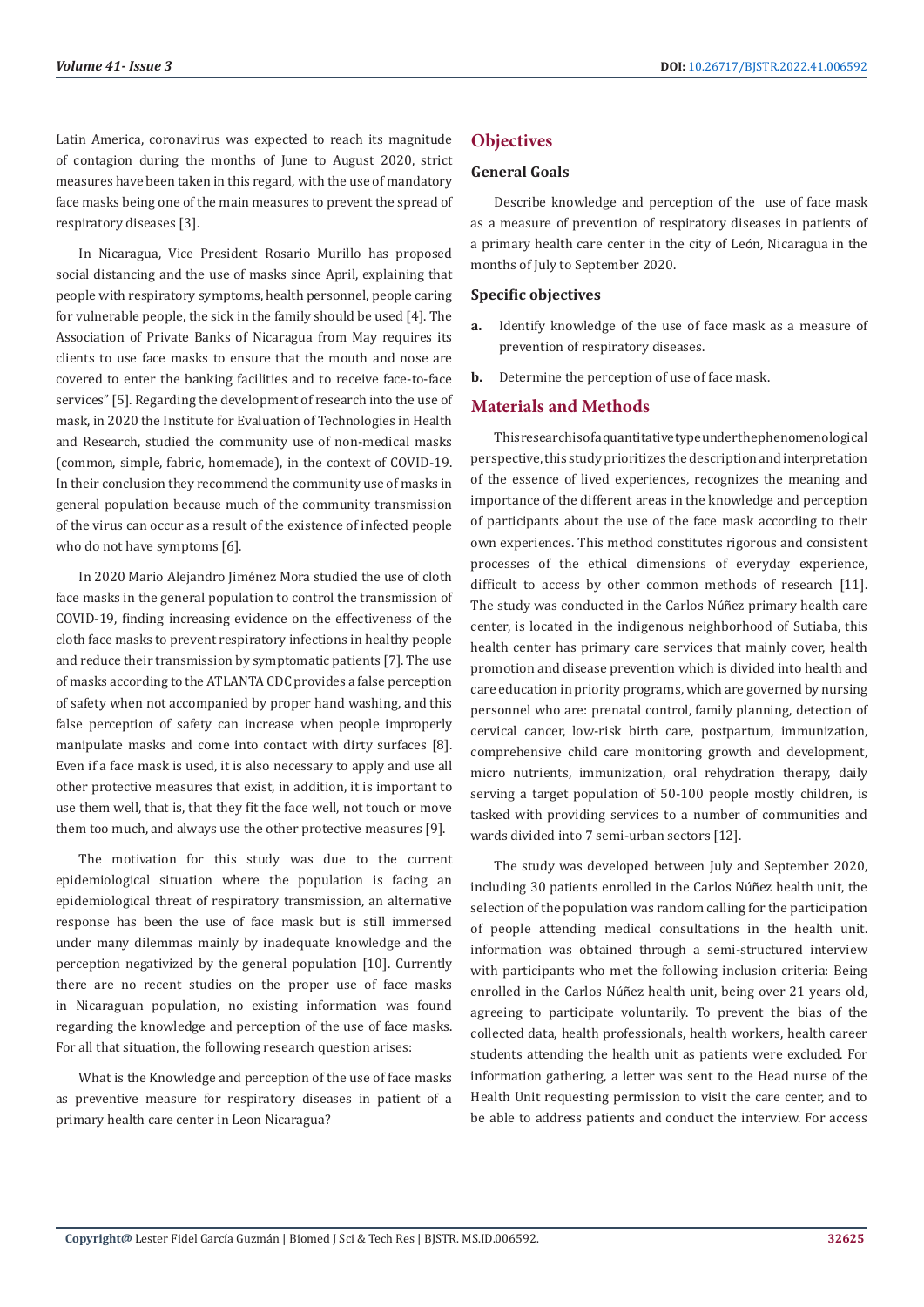Latin America, coronavirus was expected to reach its magnitude of contagion during the months of June to August 2020, strict measures have been taken in this regard, with the use of mandatory face masks being one of the main measures to prevent the spread of respiratory diseases [3].

In Nicaragua, Vice President Rosario Murillo has proposed social distancing and the use of masks since April, explaining that people with respiratory symptoms, health personnel, people caring for vulnerable people, the sick in the family should be used [4]. The Association of Private Banks of Nicaragua from May requires its clients to use face masks to ensure that the mouth and nose are covered to enter the banking facilities and to receive face-to-face services" [5]. Regarding the development of research into the use of mask, in 2020 the Institute for Evaluation of Technologies in Health and Research, studied the community use of non-medical masks (common, simple, fabric, homemade), in the context of COVID-19. In their conclusion they recommend the community use of masks in general population because much of the community transmission of the virus can occur as a result of the existence of infected people who do not have symptoms [6].

In 2020 Mario Alejandro Jiménez Mora studied the use of cloth face masks in the general population to control the transmission of COVID-19, finding increasing evidence on the effectiveness of the cloth face masks to prevent respiratory infections in healthy people and reduce their transmission by symptomatic patients [7]. The use of masks according to the ATLANTA CDC provides a false perception of safety when not accompanied by proper hand washing, and this false perception of safety can increase when people improperly manipulate masks and come into contact with dirty surfaces [8]. Even if a face mask is used, it is also necessary to apply and use all other protective measures that exist, in addition, it is important to use them well, that is, that they fit the face well, not touch or move them too much, and always use the other protective measures [9].

The motivation for this study was due to the current epidemiological situation where the population is facing an epidemiological threat of respiratory transmission, an alternative response has been the use of face mask but is still immersed under many dilemmas mainly by inadequate knowledge and the perception negativized by the general population [10]. Currently there are no recent studies on the proper use of face masks in Nicaraguan population, no existing information was found regarding the knowledge and perception of the use of face masks. For all that situation, the following research question arises:

What is the Knowledge and perception of the use of face masks as preventive measure for respiratory diseases in patient of a primary health care center in Leon Nicaragua?

## Objectives

### General Goals

Describe knowledge and perception of the use of face mask as a measure of prevention of respiratory diseases in patients of a primary health care center in the city of León, Nicaragua in the months of July to September 2020.

### Specific objectives

a. Identify knowledge of the use of face mask as a measure of prevention of respiratory diseases.

b. Determine the perception of use of face mask.

## Materials and Methods

This research is of a quantitative type under the phenomenological perspective, this study prioritizes the description and interpretation of the essence of lived experiences, recognizes the meaning and importance of the different areas in the knowledge and perception of participants about the use of the face mask according to their own experiences. This method constitutes rigorous and consistent processes of the ethical dimensions of everyday experience, difficult to access by other common methods of research [11]. The study was conducted in the Carlos Núñez primary health care center, is located in the indigenous neighborhood of Sutiaba, this health center has primary care services that mainly cover, health promotion and disease prevention which is divided into health and care education in priority programs, which are governed by nursing personnel who are: prenatal control, family planning, detection of cervical cancer, low-risk birth care, postpartum, immunization, comprehensive child care monitoring growth and development, micro nutrients, immunization, oral rehydration therapy, daily serving a target population of 50-100 people mostly children, is tasked with providing services to a number of communities and wards divided into 7 semi-urban sectors [12].

The study was developed between July and September 2020, including 30 patients enrolled in the Carlos Núñez health unit, the selection of the population was random calling for the participation of people attending medical consultations in the health unit. information was obtained through a semi-structured interview with participants who met the following inclusion criteria: Being enrolled in the Carlos Núñez health unit, being over 21 years old, agreeing to participate voluntarily. To prevent the bias of the collected data, health professionals, health workers, health career students attending the health unit as patients were excluded. For information gathering, a letter was sent to the Head nurse of the Health Unit requesting permission to visit the care center, and to be able to address patients and conduct the interview. For access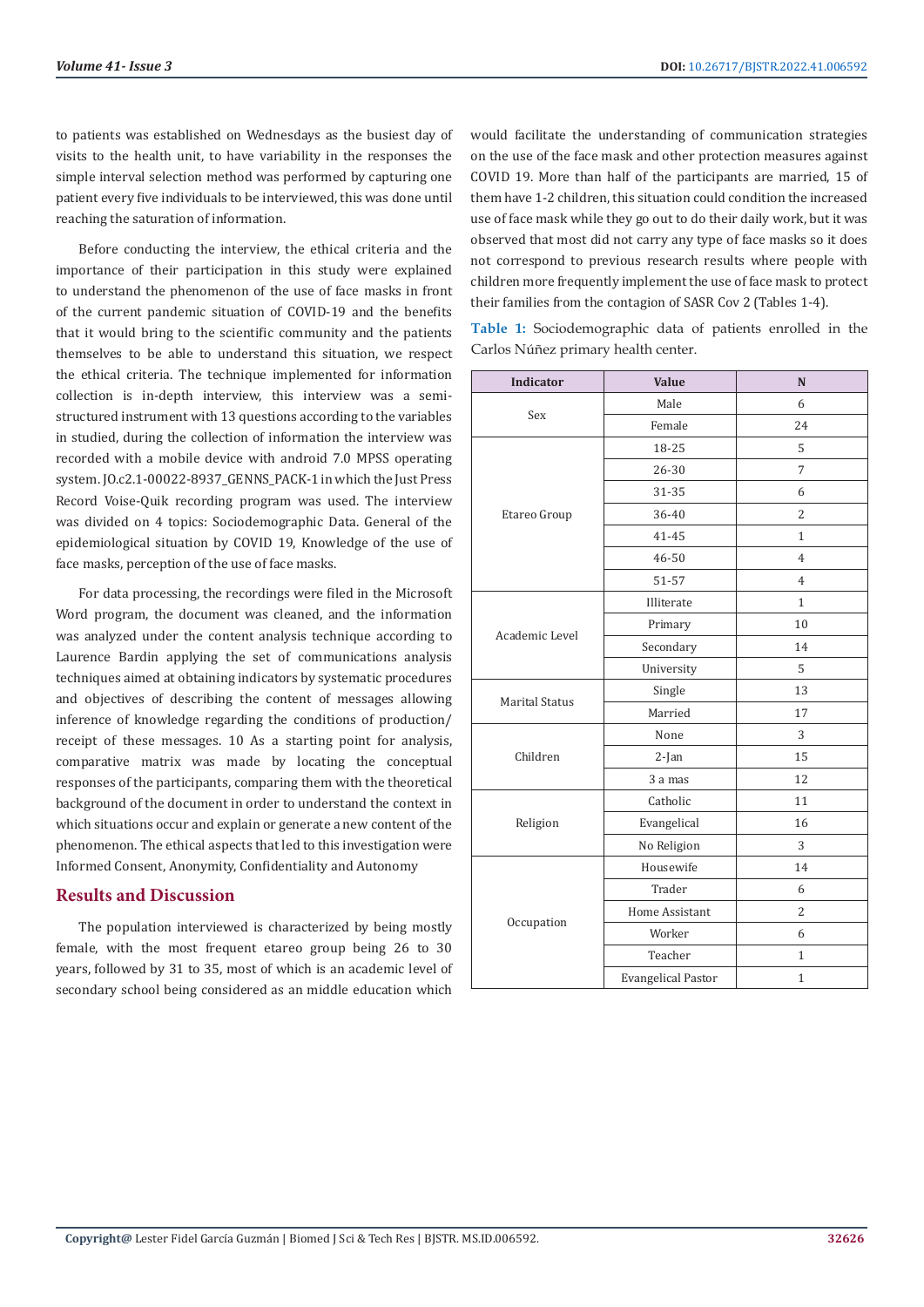to patients was established on Wednesdays as the busiest day of visits to the health unit, to have variability in the responses the simple interval selection method was performed by capturing one patient every five individuals to be interviewed, this was done until reaching the saturation of information.

Before conducting the interview, the ethical criteria and the importance of their participation in this study were explained to understand the phenomenon of the use of face masks in front of the current pandemic situation of COVID-19 and the benefits that it would bring to the scientific community and the patients themselves to be able to understand this situation, we respect the ethical criteria. The technique implemented for information collection is in-depth interview, this interview was a semi-structured instrument with 13 questions according to the variables in studied, during the collection of information the interview was recorded with a mobile device with android 7.0 MPSS operating system. JO.c2.1-00022-8937_GENNS_PACK-1 in which the Just Press Record Voise-Quik recording program was used. The interview was divided on 4 topics: Sociodemographic Data. General of the epidemiological situation by COVID 19, Knowledge of the use of face masks, perception of the use of face masks.

For data processing, the recordings were filed in the Microsoft Word program, the document was cleaned, and the information was analyzed under the content analysis technique according to Laurence Bardin applying the set of communications analysis techniques aimed at obtaining indicators by systematic procedures and objectives of describing the content of messages allowing inference of knowledge regarding the conditions of production/ receipt of these messages. 10 As a starting point for analysis, comparative matrix was made by locating the conceptual responses of the participants, comparing them with the theoretical background of the document in order to understand the context in which situations occur and explain or generate a new content of the phenomenon. The ethical aspects that led to this investigation were Informed Consent, Anonymity, Confidentiality and Autonomy

## Results and Discussion

The population interviewed is characterized by being mostly female, with the most frequent etareo group being 26 to 30 years, followed by 31 to 35, most of which is an academic level of secondary school being considered as an middle education which would facilitate the understanding of communication strategies on the use of the face mask and other protection measures against COVID 19. More than half of the participants are married, 15 of them have 1-2 children, this situation could condition the increased use of face mask while they go out to do their daily work, but it was observed that most did not carry any type of face masks so it does not correspond to previous research results where people with children more frequently implement the use of face mask to protect their families from the contagion of SASR Cov 2 (Tables 1-4).

**Table 1:** Sociodemographic data of patients enrolled in the Carlos Núñez primary health center.

| Indicator | Value | N |
|---|---|---|
| Sex | Male | 6 |
| | Female | 24 |
| Etareo Group | 18-25 | 5 |
| | 26-30 | 7 |
| | 31-35 | 6 |
| | 36-40 | 2 |
| | 41-45 | 1 |
| | 46-50 | 4 |
| | 51-57 | 4 |
| Academic Level | Illiterate | 1 |
| | Primary | 10 |
| | Secondary | 14 |
| | University | 5 |
| Marital Status | Single | 13 |
| | Married | 17 |
| Children | None | 3 |
| | 2-Jan | 15 |
| | 3 a mas | 12 |
| Religion | Catholic | 11 |
| | Evangelical | 16 |
| | No Religion | 3 |
| Occupation | Housewife | 14 |
| | Trader | 6 |
| | Home Assistant | 2 |
| | Worker | 6 |
| | Teacher | 1 |
| | Evangelical Pastor | 1 |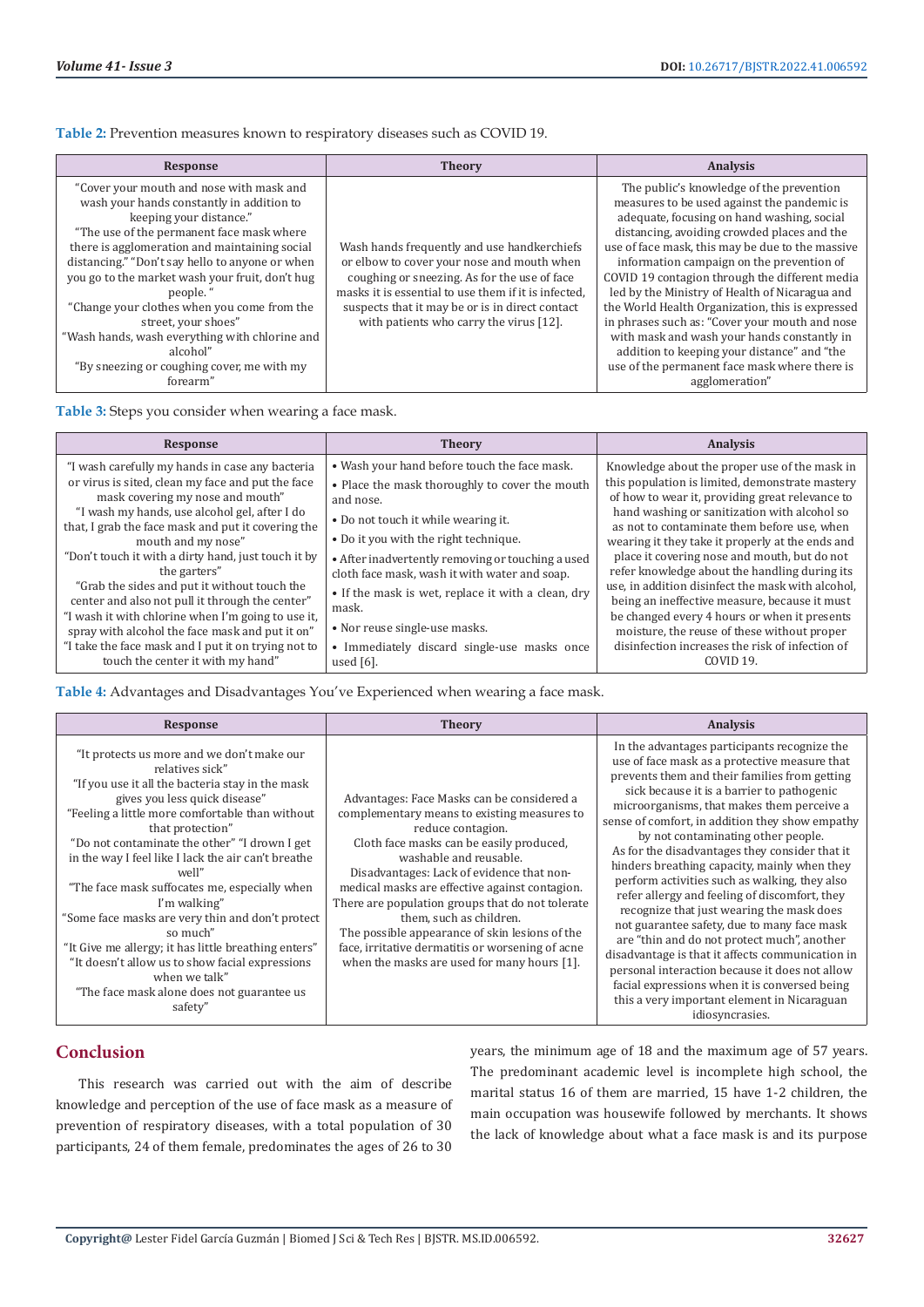**Table 2:** Prevention measures known to respiratory diseases such as COVID 19.

| Response | Theory | Analysis |
|---|---|---|
| "Cover your mouth and nose with mask and wash your hands constantly in addition to keeping your distance." "The use of the permanent face mask where there is agglomeration and maintaining social distancing." "Don't say hello to anyone or when you go to the market wash your fruit, don't hug people. " "Change your clothes when you come from the street, your shoes" "Wash hands, wash everything with chlorine and alcohol" "By sneezing or coughing cover, me with my forearm" | Wash hands frequently and use handkerchiefs or elbow to cover your nose and mouth when coughing or sneezing. As for the use of face masks it is essential to use them if it is infected, suspects that it may be or is in direct contact with patients who carry the virus [12]. | The public's knowledge of the prevention measures to be used against the pandemic is adequate, focusing on hand washing, social distancing, avoiding crowded places and the use of face mask, this may be due to the massive information campaign on the prevention of COVID 19 contagion through the different media led by the Ministry of Health of Nicaragua and the World Health Organization, this is expressed in phrases such as: "Cover your mouth and nose with mask and wash your hands constantly in addition to keeping your distance" and "the use of the permanent face mask where there is agglomeration" |

**Table 3:** Steps you consider when wearing a face mask.

| Response | Theory | Analysis |
|---|---|---|
| "I wash carefully my hands in case any bacteria or virus is sited, clean my face and put the face mask covering my nose and mouth" "I wash my hands, use alcohol gel, after I do that, I grab the face mask and put it covering the mouth and my nose" "Don't touch it with a dirty hand, just touch it by the garters" "Grab the sides and put it without touch the center and also not pull it through the center" "I wash it with chlorine when I'm going to use it, spray with alcohol the face mask and put it on" "I take the face mask and I put it on trying not to touch the center it with my hand" | • Wash your hand before touch the face mask. • Place the mask thoroughly to cover the mouth and nose. • Do not touch it while wearing it. • Do it you with the right technique. • After inadvertently removing or touching a used cloth face mask, wash it with water and soap. • If the mask is wet, replace it with a clean, dry mask. • Nor reuse single-use masks. • Immediately discard single-use masks once used [6]. | Knowledge about the proper use of the mask in this population is limited, demonstrate mastery of how to wear it, providing great relevance to hand washing or sanitization with alcohol so as not to contaminate them before use, when wearing it they take it properly at the ends and place it covering nose and mouth, but do not refer knowledge about the handling during its use, in addition disinfect the mask with alcohol, being an ineffective measure, because it must be changed every 4 hours or when it presents moisture, the reuse of these without proper disinfection increases the risk of infection of COVID 19. |

**Table 4:** Advantages and Disadvantages You've Experienced when wearing a face mask.

| Response | Theory | Analysis |
|---|---|---|
| "It protects us more and we don't make our relatives sick" "If you use it all the bacteria stay in the mask gives you less quick disease" "Feeling a little more comfortable than without that protection" "Do not contaminate the other" "I drown I get in the way I feel like I lack the air can't breathe well" "The face mask suffocates me, especially when I'm walking" "Some face masks are very thin and don't protect so much" "It Give me allergy; it has little breathing enters" "It doesn't allow us to show facial expressions when we talk" "The face mask alone does not guarantee us safety" | Advantages: Face Masks can be considered a complementary means to existing measures to reduce contagion. Cloth face masks can be easily produced, washable and reusable. Disadvantages: Lack of evidence that non-medical masks are effective against contagion. There are population groups that do not tolerate them, such as children. The possible appearance of skin lesions of the face, irritative dermatitis or worsening of acne when the masks are used for many hours [1]. | In the advantages participants recognize the use of face mask as a protective measure that prevents them and their families from getting sick because it is a barrier to pathogenic microorganisms, that makes them perceive a sense of comfort, in addition they show empathy by not contaminating other people. As for the disadvantages they consider that it hinders breathing capacity, mainly when they perform activities such as walking, they also refer allergy and feeling of discomfort, they recognize that just wearing the mask does not guarantee safety, due to many face mask are "thin and do not protect much", another disadvantage is that it affects communication in personal interaction because it does not allow facial expressions when it is conversed being this a very important element in Nicaraguan idiosyncrasies. |

## Conclusion

This research was carried out with the aim of describe knowledge and perception of the use of face mask as a measure of prevention of respiratory diseases, with a total population of 30 participants, 24 of them female, predominates the ages of 26 to 30 years, the minimum age of 18 and the maximum age of 57 years. The predominant academic level is incomplete high school, the marital status 16 of them are married, 15 have 1-2 children, the main occupation was housewife followed by merchants. It shows the lack of knowledge about what a face mask is and its purpose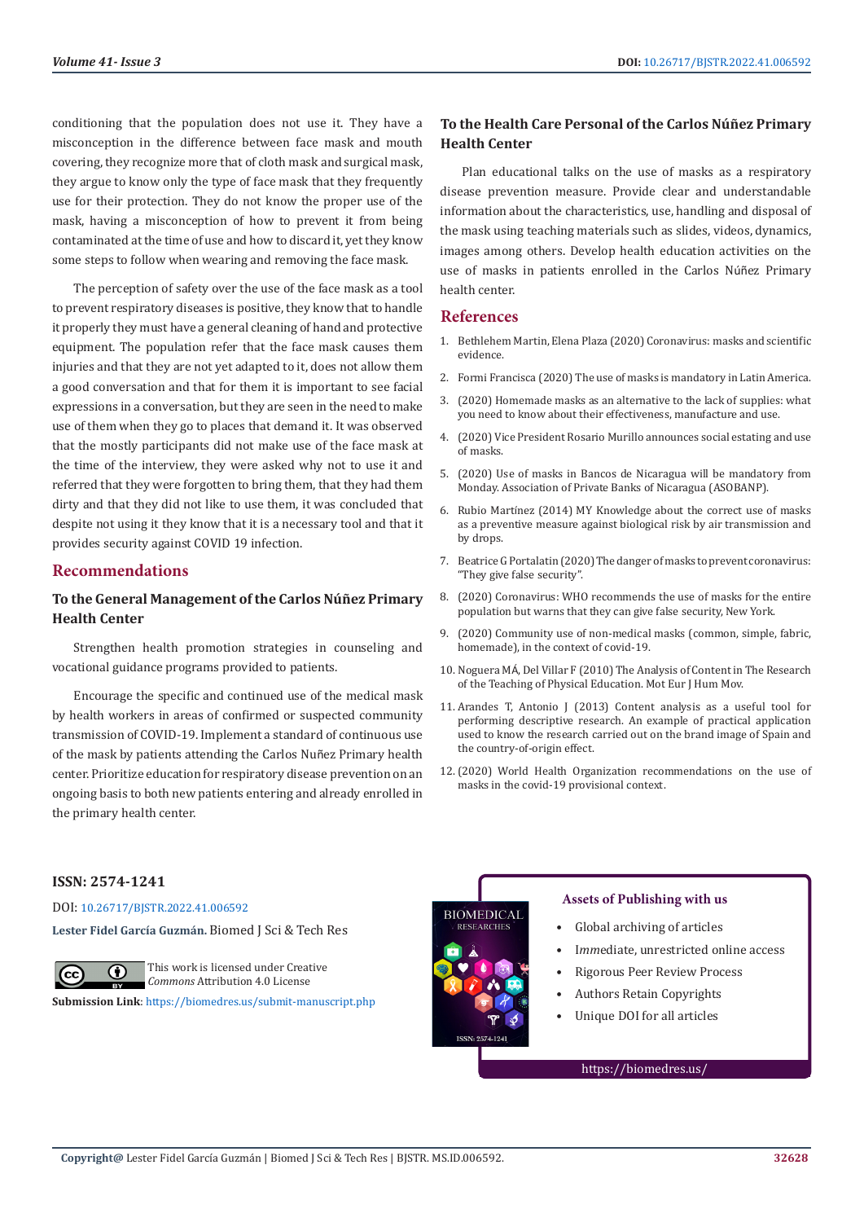conditioning that the population does not use it. They have a misconception in the difference between face mask and mouth covering, they recognize more that of cloth mask and surgical mask, they argue to know only the type of face mask that they frequently use for their protection. They do not know the proper use of the mask, having a misconception of how to prevent it from being contaminated at the time of use and how to discard it, yet they know some steps to follow when wearing and removing the face mask.

The perception of safety over the use of the face mask as a tool to prevent respiratory diseases is positive, they know that to handle it properly they must have a general cleaning of hand and protective equipment. The population refer that the face mask causes them injuries and that they are not yet adapted to it, does not allow them a good conversation and that for them it is important to see facial expressions in a conversation, but they are seen in the need to make use of them when they go to places that demand it. It was observed that the mostly participants did not make use of the face mask at the time of the interview, they were asked why not to use it and referred that they were forgotten to bring them, that they had them dirty and that they did not like to use them, it was concluded that despite not using it they know that it is a necessary tool and that it provides security against COVID 19 infection.

## Recommendations

### To the General Management of the Carlos Núñez Primary Health Center

Strengthen health promotion strategies in counseling and vocational guidance programs provided to patients.

Encourage the specific and continued use of the medical mask by health workers in areas of confirmed or suspected community transmission of COVID-19. Implement a standard of continuous use of the mask by patients attending the Carlos Nuñez Primary health center. Prioritize education for respiratory disease prevention on an ongoing basis to both new patients entering and already enrolled in the primary health center.

### To the Health Care Personal of the Carlos Núñez Primary Health Center

Plan educational talks on the use of masks as a respiratory disease prevention measure. Provide clear and understandable information about the characteristics, use, handling and disposal of the mask using teaching materials such as slides, videos, dynamics, images among others. Develop health education activities on the use of masks in patients enrolled in the Carlos Núñez Primary health center.

## References

1. Bethlehem Martin, Elena Plaza (2020) Coronavirus: masks and scientific evidence.
2. Formi Francisca (2020) The use of masks is mandatory in Latin America.
3. (2020) Homemade masks as an alternative to the lack of supplies: what you need to know about their effectiveness, manufacture and use.
4. (2020) Vice President Rosario Murillo announces social estating and use of masks.
5. (2020) Use of masks in Bancos de Nicaragua will be mandatory from Monday. Association of Private Banks of Nicaragua (ASOBANP).
6. Rubio Martínez (2014) MY Knowledge about the correct use of masks as a preventive measure against biological risk by air transmission and by drops.
7. Beatrice G Portalatin (2020) The danger of masks to prevent coronavirus: "They give false security".
8. (2020) Coronavirus: WHO recommends the use of masks for the entire population but warns that they can give false security, New York.
9. (2020) Community use of non-medical masks (common, simple, fabric, homemade), in the context of covid-19.
10. Noguera MÁ, Del Villar F (2010) The Analysis of Content in The Research of the Teaching of Physical Education. Mot Eur J Hum Mov.
11. Arandes T, Antonio J (2013) Content analysis as a useful tool for performing descriptive research. An example of practical application used to know the research carried out on the brand image of Spain and the country-of-origin effect.
12. (2020) World Health Organization recommendations on the use of masks in the covid-19 provisional context.

**ISSN: 2574-1241**

DOI: 10.26717/BJSTR.2022.41.006592

**Lester Fidel García Guzmán.** Biomed J Sci & Tech Res

This work is licensed under Creative *Commons* Attribution 4.0 License

**Submission Link**: https://biomedres.us/submit-manuscript.php

**Assets of Publishing with us**

- Global archiving of articles
- Immediate, unrestricted online access
- Rigorous Peer Review Process
- Authors Retain Copyrights
- Unique DOI for all articles

https://biomedres.us/